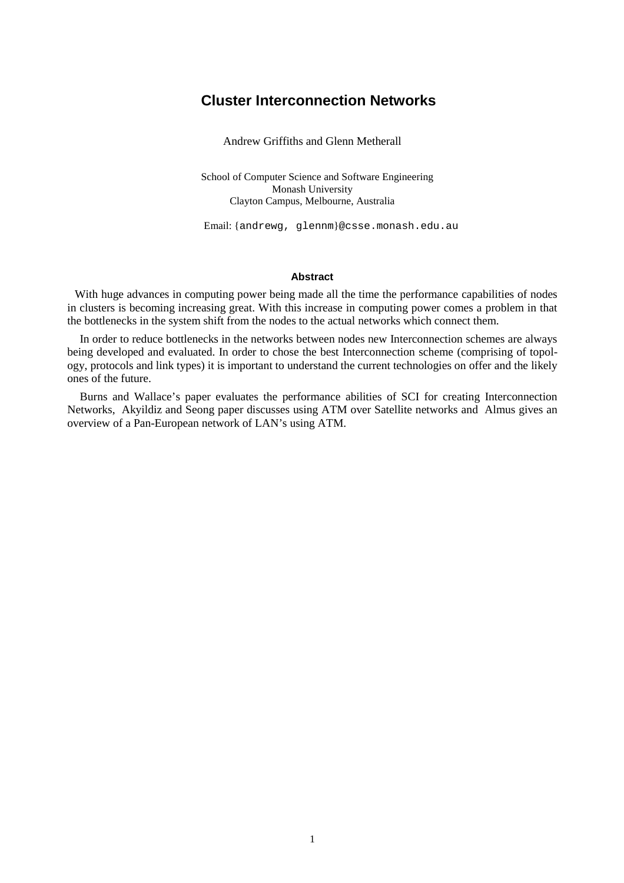# Cluster Interconnection Networks

Andrew Griffiths and Glenn Metherall

School of Computer Science and Software Engineering
Monash University
Clayton Campus, Melbourne, Australia

Email: {andrewg, glennm}@csse.monash.edu.au

### Abstract

With huge advances in computing power being made all the time the performance capabilities of nodes in clusters is becoming increasing great. With this increase in computing power comes a problem in that the bottlenecks in the system shift from the nodes to the actual networks which connect them.

In order to reduce bottlenecks in the networks between nodes new Interconnection schemes are always being developed and evaluated. In order to chose the best Interconnection scheme (comprising of topology, protocols and link types) it is important to understand the current technologies on offer and the likely ones of the future.

Burns and Wallace's paper evaluates the performance abilities of SCI for creating Interconnection Networks, Akyildiz and Seong paper discusses using ATM over Satellite networks and Almus gives an overview of a Pan-European network of LAN's using ATM.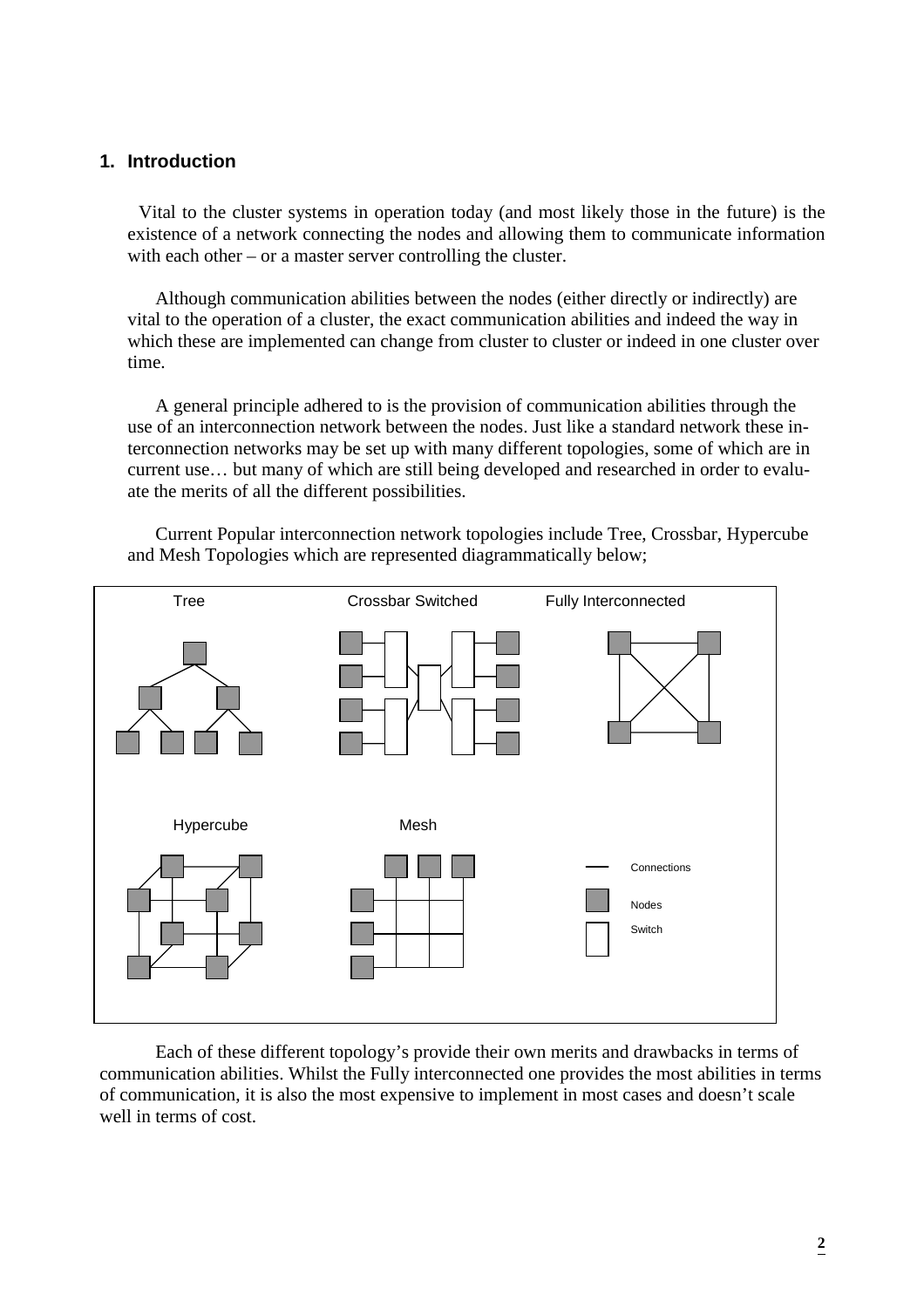## 1. Introduction

Vital to the cluster systems in operation today (and most likely those in the future) is the existence of a network connecting the nodes and allowing them to communicate information with each other – or a master server controlling the cluster.

Although communication abilities between the nodes (either directly or indirectly) are vital to the operation of a cluster, the exact communication abilities and indeed the way in which these are implemented can change from cluster to cluster or indeed in one cluster over time.

A general principle adhered to is the provision of communication abilities through the use of an interconnection network between the nodes. Just like a standard network these interconnection networks may be set up with many different topologies, some of which are in current use… but many of which are still being developed and researched in order to evaluate the merits of all the different possibilities.

Current Popular interconnection network topologies include Tree, Crossbar, Hypercube and Mesh Topologies which are represented diagrammatically below;

Tree | Crossbar Switched | Fully Interconnected

Hypercube | Mesh

Connections | Nodes | Switch

Each of these different topology's provide their own merits and drawbacks in terms of communication abilities. Whilst the Fully interconnected one provides the most abilities in terms of communication, it is also the most expensive to implement in most cases and doesn't scale well in terms of cost.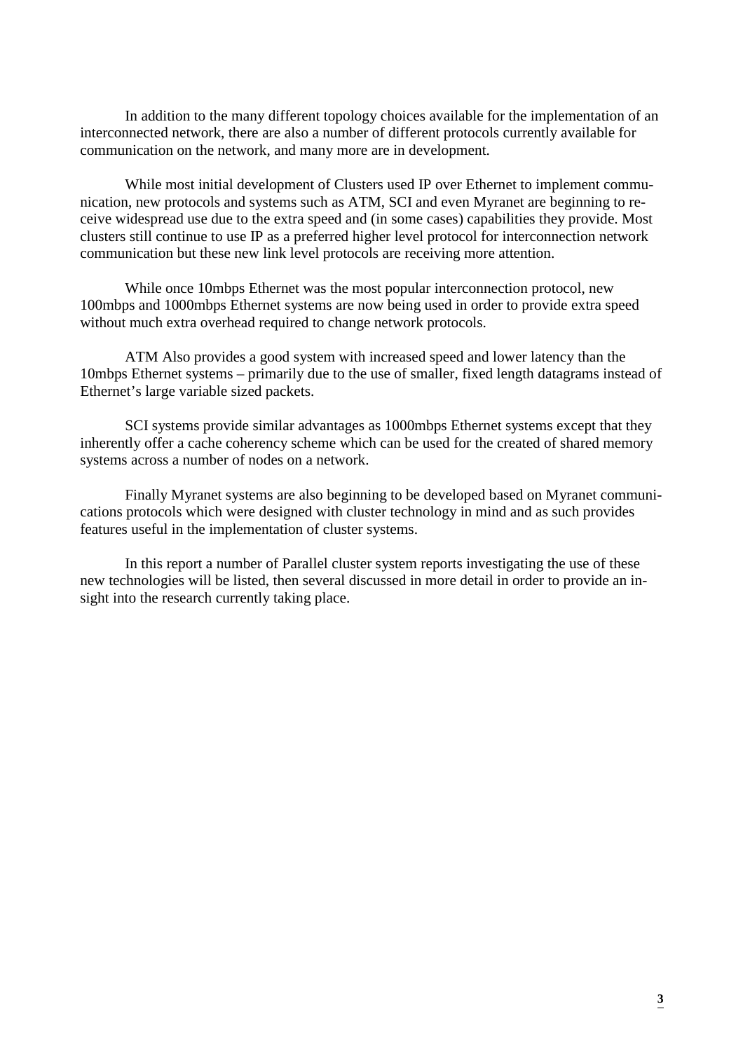In addition to the many different topology choices available for the implementation of an interconnected network, there are also a number of different protocols currently available for communication on the network, and many more are in development.

While most initial development of Clusters used IP over Ethernet to implement communication, new protocols and systems such as ATM, SCI and even Myranet are beginning to receive widespread use due to the extra speed and (in some cases) capabilities they provide. Most clusters still continue to use IP as a preferred higher level protocol for interconnection network communication but these new link level protocols are receiving more attention.

While once 10mbps Ethernet was the most popular interconnection protocol, new 100mbps and 1000mbps Ethernet systems are now being used in order to provide extra speed without much extra overhead required to change network protocols.

ATM Also provides a good system with increased speed and lower latency than the 10mbps Ethernet systems – primarily due to the use of smaller, fixed length datagrams instead of Ethernet's large variable sized packets.

SCI systems provide similar advantages as 1000mbps Ethernet systems except that they inherently offer a cache coherency scheme which can be used for the created of shared memory systems across a number of nodes on a network.

Finally Myranet systems are also beginning to be developed based on Myranet communications protocols which were designed with cluster technology in mind and as such provides features useful in the implementation of cluster systems.

In this report a number of Parallel cluster system reports investigating the use of these new technologies will be listed, then several discussed in more detail in order to provide an insight into the research currently taking place.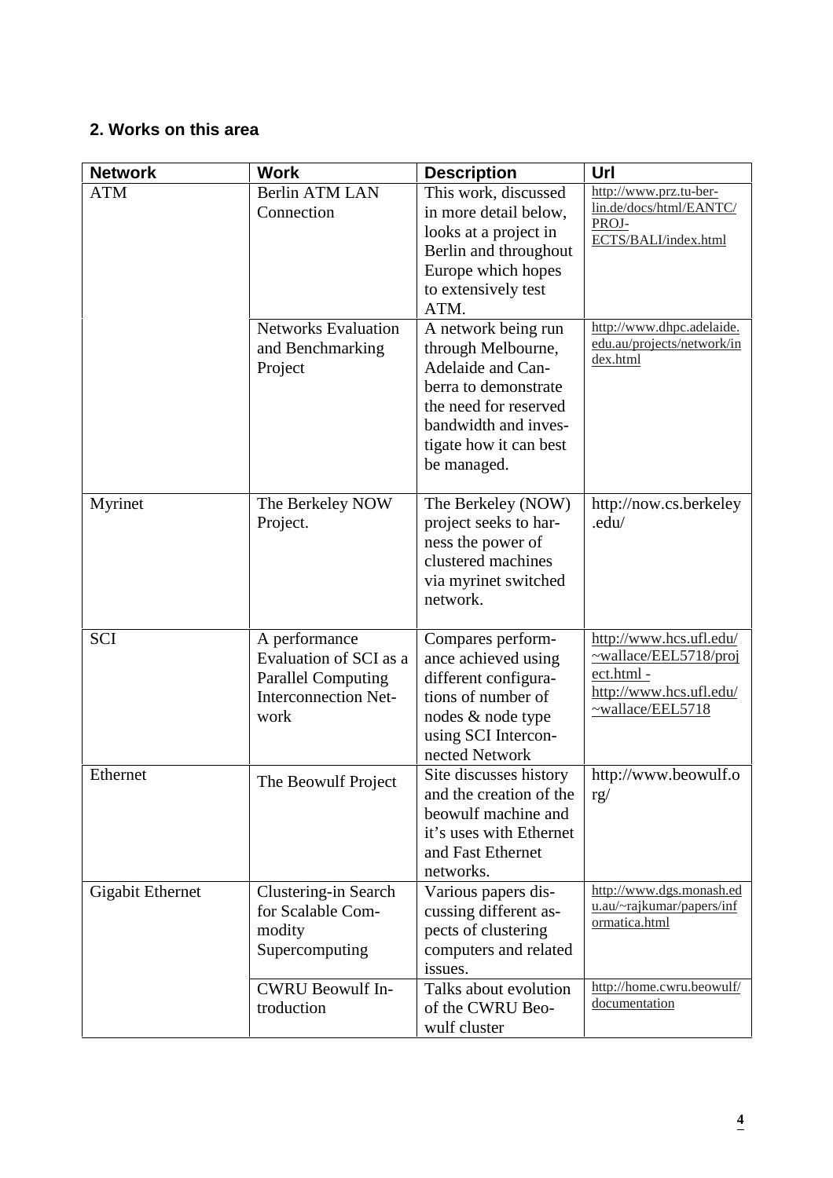## 2. Works on this area

| Network | Work | Description | Url |
|---|---|---|---|
| ATM | Berlin ATM LAN Connection | This work, discussed in more detail below, looks at a project in Berlin and throughout Europe which hopes to extensively test ATM. | http://www.prz.tu-berlin.de/docs/html/EANTC/PROJECTS/BALI/index.html |
| | Networks Evaluation and Benchmarking Project | A network being run through Melbourne, Adelaide and Canberra to demonstrate the need for reserved bandwidth and investigate how it can best be managed. | http://www.dhpc.adelaide.edu.au/projects/network/index.html |
| Myrinet | The Berkeley NOW Project. | The Berkeley (NOW) project seeks to harness the power of clustered machines via myrinet switched network. | http://now.cs.berkeley.edu/ |
| SCI | A performance Evaluation of SCI as a Parallel Computing Interconnection Network | Compares performance achieved using different configurations of number of nodes & node type using SCI Interconnected Network | http://www.hcs.ufl.edu/~wallace/EEL5718/project.html - http://www.hcs.ufl.edu/~wallace/EEL5718 |
| Ethernet | The Beowulf Project | Site discusses history and the creation of the beowulf machine and it's uses with Ethernet and Fast Ethernet networks. | http://www.beowulf.org/ |
| Gigabit Ethernet | Clustering-in Search for Scalable Commodity Supercomputing | Various papers discussing different aspects of clustering computers and related issues. | http://www.dgs.monash.edu.au/~rajkumar/papers/informatica.html |
| | CWRU Beowulf Introduction | Talks about evolution of the CWRU Beowulf cluster | http://home.cwru.beowulf/documentation |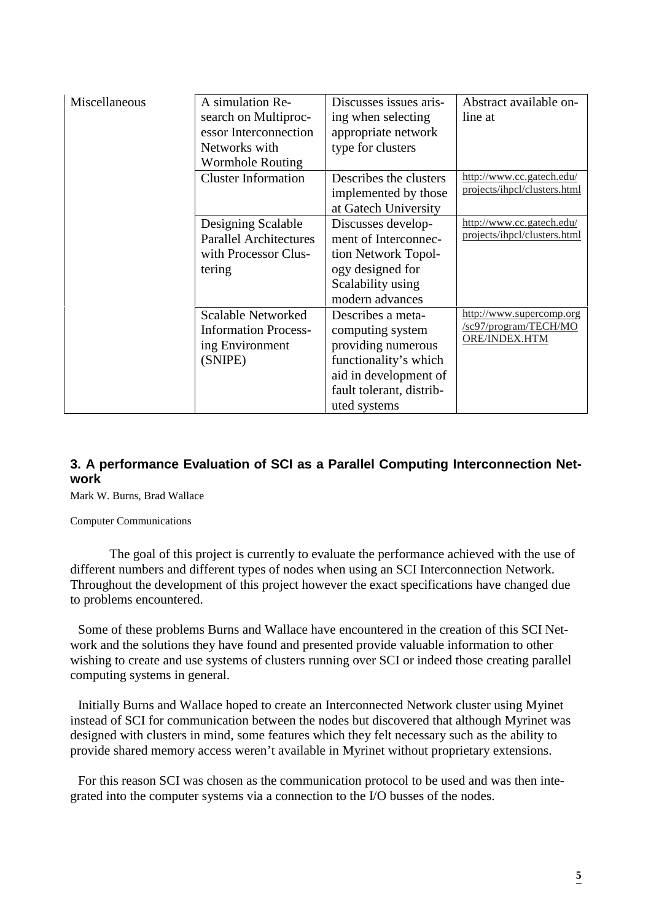| Miscellaneous | A simulation Research on Multiprocessor Interconnection Networks with Wormhole Routing | Discusses issues arising when selecting appropriate network type for clusters | Abstract available online at |
| --- | --- | --- | --- |
| | Cluster Information | Describes the clusters implemented by those at Gatech University | http://www.cc.gatech.edu/projects/ihpcl/clusters.html |
| | Designing Scalable Parallel Architectures with Processor Clustering | Discusses development of Interconnection Network Topology designed for Scalability using modern advances | http://www.cc.gatech.edu/projects/ihpcl/clusters.html |
| | Scalable Networked Information Processing Environment (SNIPE) | Describes a metacomputing system providing numerous functionality's which aid in development of fault tolerant, distributed systems | http://www.supercomp.org/sc97/program/TECH/MOORE/INDEX.HTM |

## 3. A performance Evaluation of SCI as a Parallel Computing Interconnection Network

Mark W. Burns, Brad Wallace

Computer Communications

The goal of this project is currently to evaluate the performance achieved with the use of different numbers and different types of nodes when using an SCI Interconnection Network. Throughout the development of this project however the exact specifications have changed due to problems encountered.

Some of these problems Burns and Wallace have encountered in the creation of this SCI Network and the solutions they have found and presented provide valuable information to other wishing to create and use systems of clusters running over SCI or indeed those creating parallel computing systems in general.

Initially Burns and Wallace hoped to create an Interconnected Network cluster using Myinet instead of SCI for communication between the nodes but discovered that although Myrinet was designed with clusters in mind, some features which they felt necessary such as the ability to provide shared memory access weren't available in Myrinet without proprietary extensions.

For this reason SCI was chosen as the communication protocol to be used and was then integrated into the computer systems via a connection to the I/O busses of the nodes.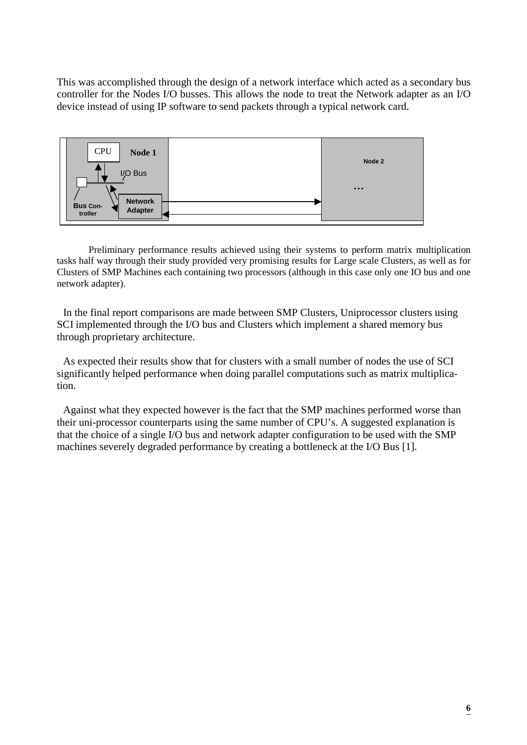This was accomplished through the design of a network interface which acted as a secondary bus controller for the Nodes I/O busses. This allows the node to treat the Network adapter as an I/O device instead of using IP software to send packets through a typical network card.

Preliminary performance results achieved using their systems to perform matrix multiplication tasks half way through their study provided very promising results for Large scale Clusters, as well as for Clusters of SMP Machines each containing two processors (although in this case only one IO bus and one network adapter).

In the final report comparisons are made between SMP Clusters, Uniprocessor clusters using SCI implemented through the I/O bus and Clusters which implement a shared memory bus through proprietary architecture.

As expected their results show that for clusters with a small number of nodes the use of SCI significantly helped performance when doing parallel computations such as matrix multiplication.

Against what they expected however is the fact that the SMP machines performed worse than their uni-processor counterparts using the same number of CPU's. A suggested explanation is that the choice of a single I/O bus and network adapter configuration to be used with the SMP machines severely degraded performance by creating a bottleneck at the I/O Bus [1].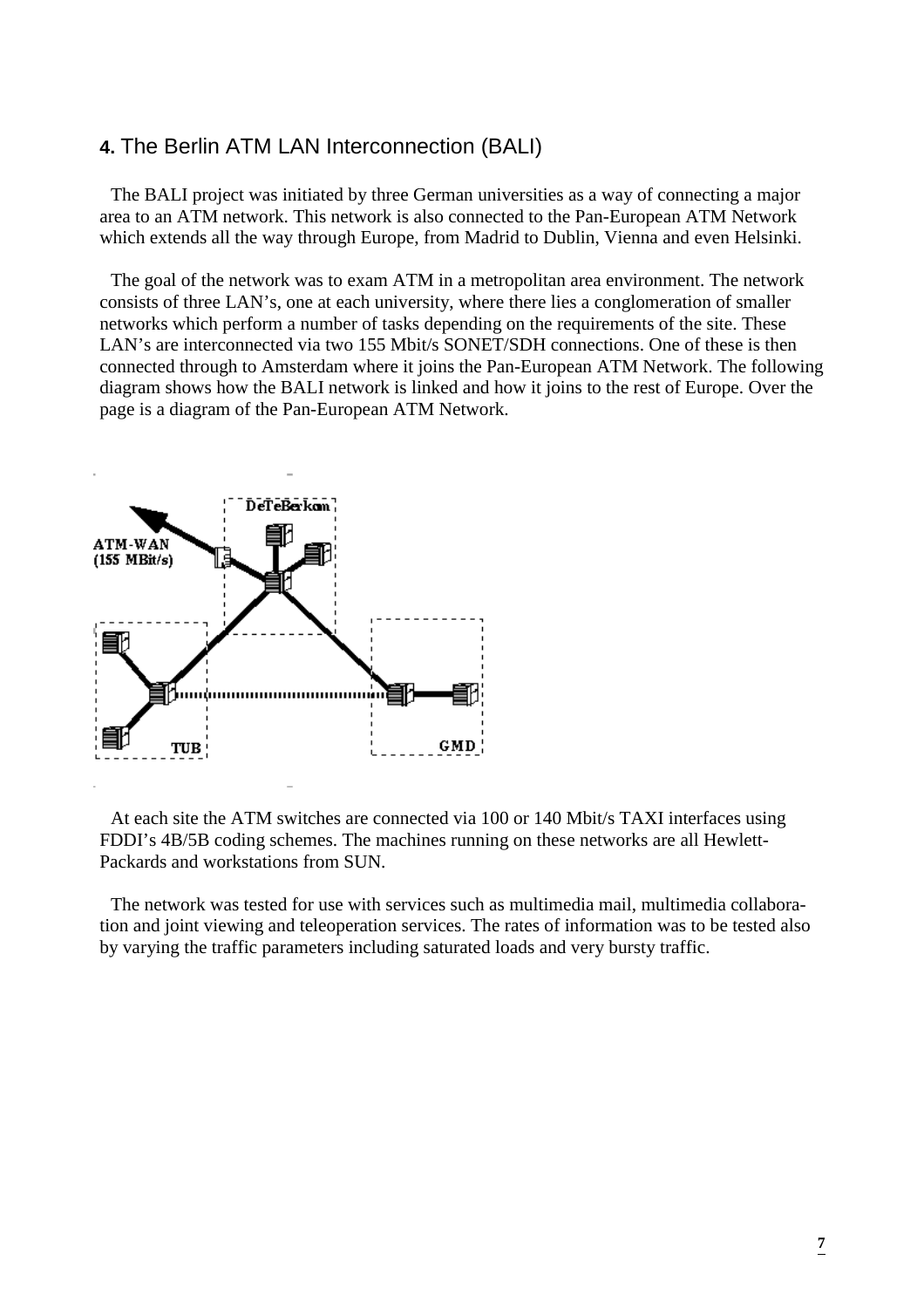## 4. The Berlin ATM LAN Interconnection (BALI)

The BALI project was initiated by three German universities as a way of connecting a major area to an ATM network. This network is also connected to the Pan-European ATM Network which extends all the way through Europe, from Madrid to Dublin, Vienna and even Helsinki.

The goal of the network was to exam ATM in a metropolitan area environment. The network consists of three LAN's, one at each university, where there lies a conglomeration of smaller networks which perform a number of tasks depending on the requirements of the site. These LAN's are interconnected via two 155 Mbit/s SONET/SDH connections. One of these is then connected through to Amsterdam where it joins the Pan-European ATM Network. The following diagram shows how the BALI network is linked and how it joins to the rest of Europe. Over the page is a diagram of the Pan-European ATM Network.

At each site the ATM switches are connected via 100 or 140 Mbit/s TAXI interfaces using FDDI's 4B/5B coding schemes. The machines running on these networks are all Hewlett-Packards and workstations from SUN.

The network was tested for use with services such as multimedia mail, multimedia collaboration and joint viewing and teleoperation services. The rates of information was to be tested also by varying the traffic parameters including saturated loads and very bursty traffic.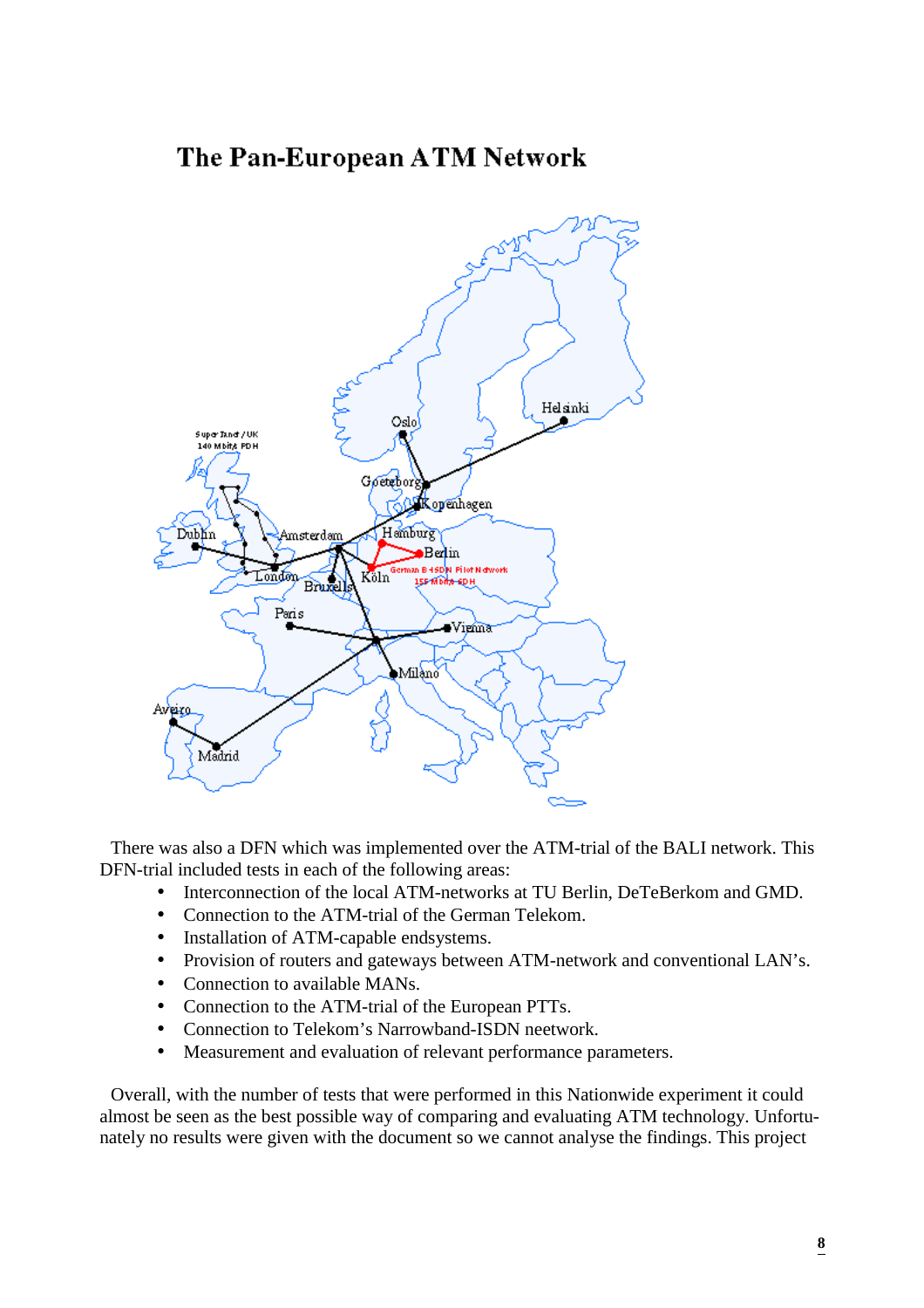## The Pan-European ATM Network

There was also a DFN which was implemented over the ATM-trial of the BALI network. This DFN-trial included tests in each of the following areas:

- Interconnection of the local ATM-networks at TU Berlin, DeTeBerkom and GMD.
- Connection to the ATM-trial of the German Telekom.
- Installation of ATM-capable endsystems.
- Provision of routers and gateways between ATM-network and conventional LAN's.
- Connection to available MANs.
- Connection to the ATM-trial of the European PTTs.
- Connection to Telekom's Narrowband-ISDN neetwork.
- Measurement and evaluation of relevant performance parameters.

Overall, with the number of tests that were performed in this Nationwide experiment it could almost be seen as the best possible way of comparing and evaluating ATM technology. Unfortunately no results were given with the document so we cannot analyse the findings. This project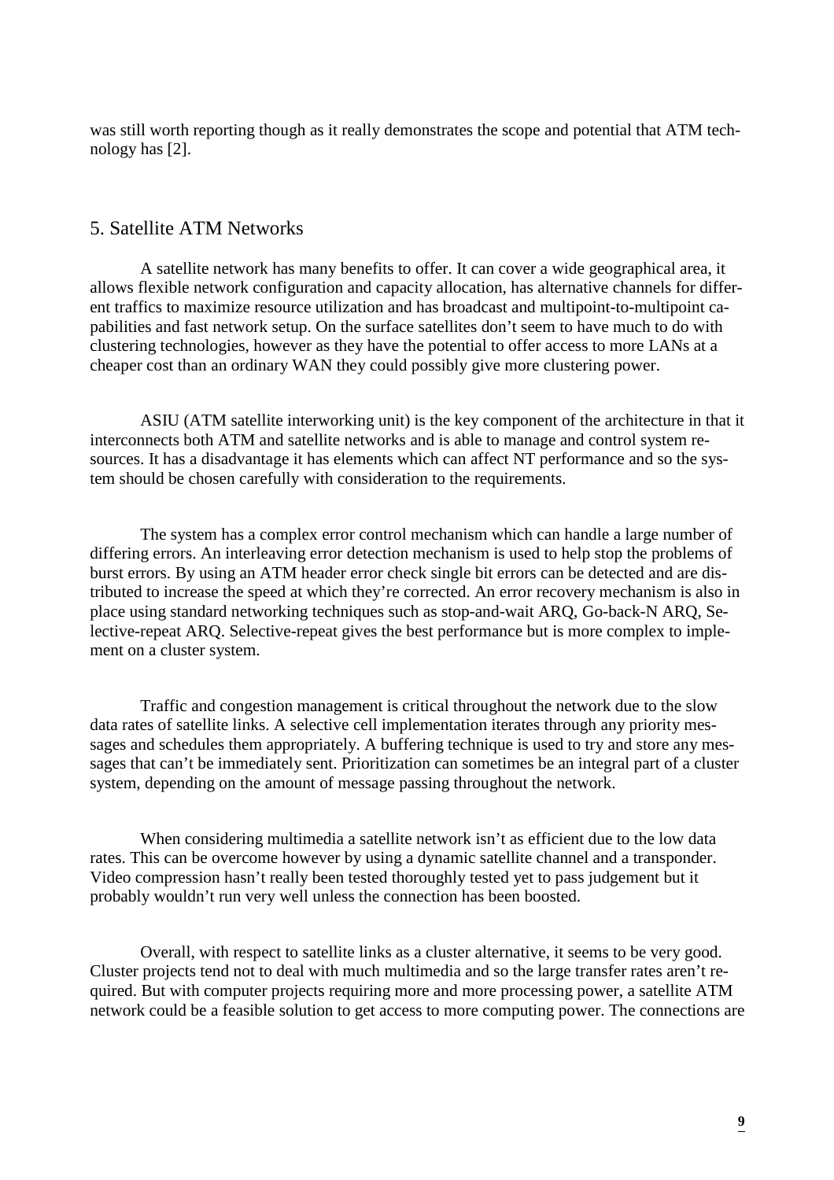was still worth reporting though as it really demonstrates the scope and potential that ATM technology has [2].

## 5. Satellite ATM Networks

A satellite network has many benefits to offer. It can cover a wide geographical area, it allows flexible network configuration and capacity allocation, has alternative channels for different traffics to maximize resource utilization and has broadcast and multipoint-to-multipoint capabilities and fast network setup. On the surface satellites don't seem to have much to do with clustering technologies, however as they have the potential to offer access to more LANs at a cheaper cost than an ordinary WAN they could possibly give more clustering power.

ASIU (ATM satellite interworking unit) is the key component of the architecture in that it interconnects both ATM and satellite networks and is able to manage and control system resources. It has a disadvantage it has elements which can affect NT performance and so the system should be chosen carefully with consideration to the requirements.

The system has a complex error control mechanism which can handle a large number of differing errors. An interleaving error detection mechanism is used to help stop the problems of burst errors. By using an ATM header error check single bit errors can be detected and are distributed to increase the speed at which they're corrected. An error recovery mechanism is also in place using standard networking techniques such as stop-and-wait ARQ, Go-back-N ARQ, Selective-repeat ARQ. Selective-repeat gives the best performance but is more complex to implement on a cluster system.

Traffic and congestion management is critical throughout the network due to the slow data rates of satellite links. A selective cell implementation iterates through any priority messages and schedules them appropriately. A buffering technique is used to try and store any messages that can't be immediately sent. Prioritization can sometimes be an integral part of a cluster system, depending on the amount of message passing throughout the network.

When considering multimedia a satellite network isn't as efficient due to the low data rates. This can be overcome however by using a dynamic satellite channel and a transponder. Video compression hasn't really been tested thoroughly tested yet to pass judgement but it probably wouldn't run very well unless the connection has been boosted.

Overall, with respect to satellite links as a cluster alternative, it seems to be very good. Cluster projects tend not to deal with much multimedia and so the large transfer rates aren't required. But with computer projects requiring more and more processing power, a satellite ATM network could be a feasible solution to get access to more computing power. The connections are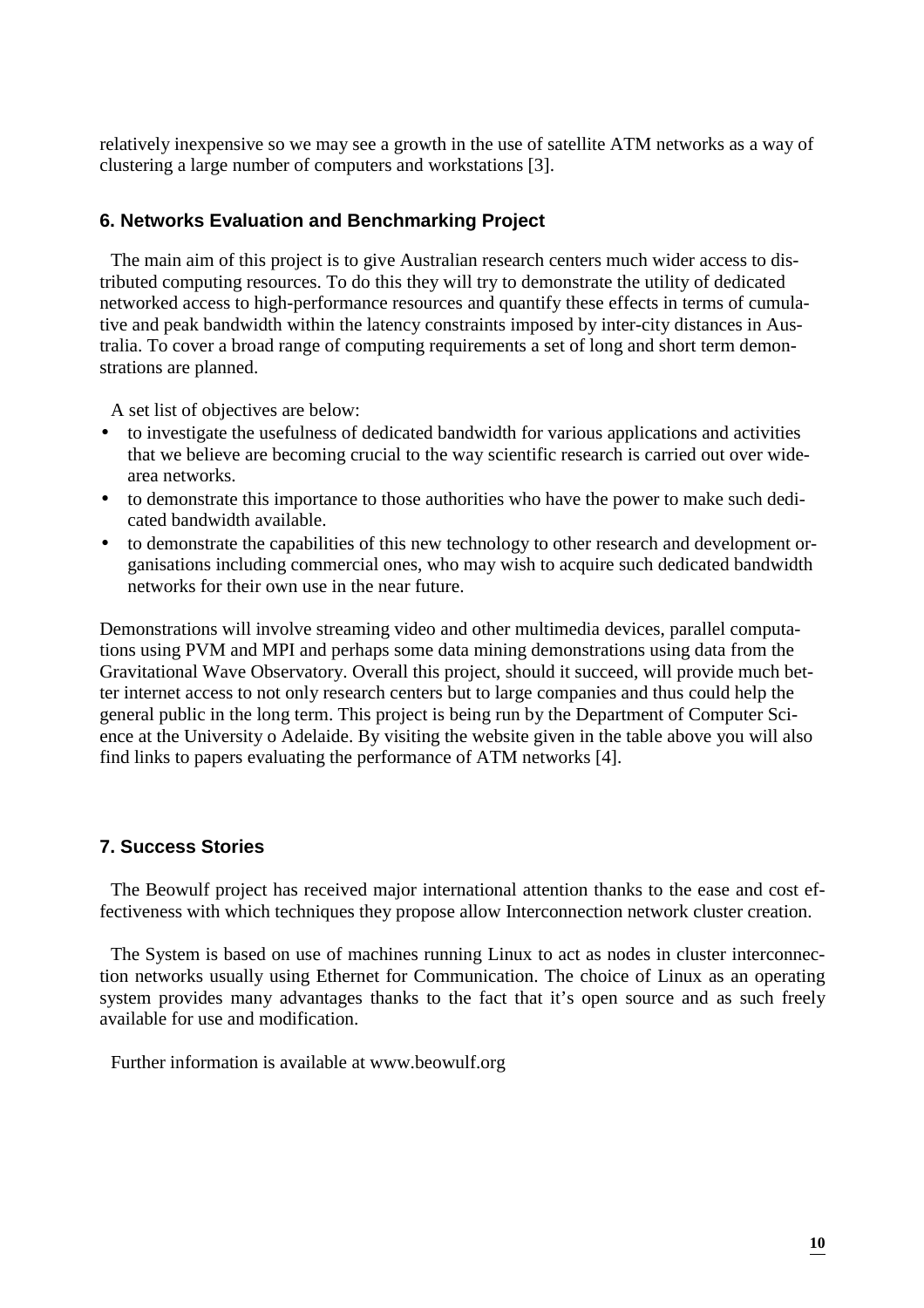relatively inexpensive so we may see a growth in the use of satellite ATM networks as a way of clustering a large number of computers and workstations [3].

### 6. Networks Evaluation and Benchmarking Project

The main aim of this project is to give Australian research centers much wider access to distributed computing resources. To do this they will try to demonstrate the utility of dedicated networked access to high-performance resources and quantify these effects in terms of cumulative and peak bandwidth within the latency constraints imposed by inter-city distances in Australia. To cover a broad range of computing requirements a set of long and short term demonstrations are planned.

A set list of objectives are below:

- to investigate the usefulness of dedicated bandwidth for various applications and activities that we believe are becoming crucial to the way scientific research is carried out over wide-area networks.
- to demonstrate this importance to those authorities who have the power to make such dedicated bandwidth available.
- to demonstrate the capabilities of this new technology to other research and development organisations including commercial ones, who may wish to acquire such dedicated bandwidth networks for their own use in the near future.

Demonstrations will involve streaming video and other multimedia devices, parallel computations using PVM and MPI and perhaps some data mining demonstrations using data from the Gravitational Wave Observatory. Overall this project, should it succeed, will provide much better internet access to not only research centers but to large companies and thus could help the general public in the long term. This project is being run by the Department of Computer Science at the University o Adelaide. By visiting the website given in the table above you will also find links to papers evaluating the performance of ATM networks [4].

### 7. Success Stories

The Beowulf project has received major international attention thanks to the ease and cost effectiveness with which techniques they propose allow Interconnection network cluster creation.

The System is based on use of machines running Linux to act as nodes in cluster interconnection networks usually using Ethernet for Communication. The choice of Linux as an operating system provides many advantages thanks to the fact that it's open source and as such freely available for use and modification.

Further information is available at www.beowulf.org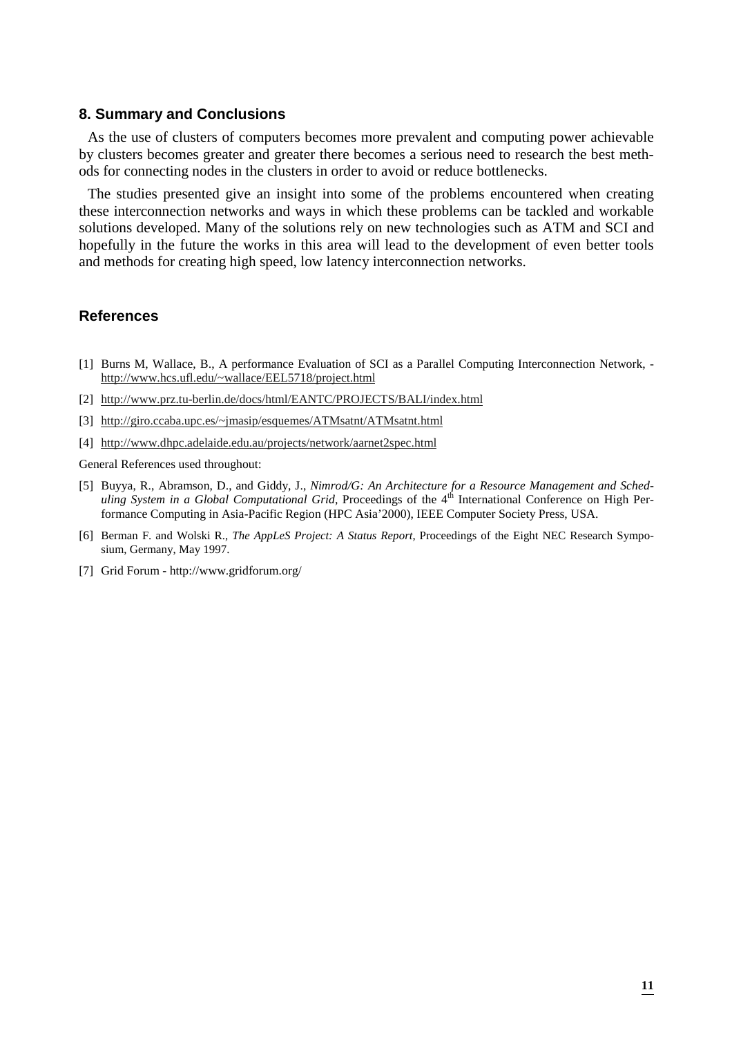## 8. Summary and Conclusions

As the use of clusters of computers becomes more prevalent and computing power achievable by clusters becomes greater and greater there becomes a serious need to research the best methods for connecting nodes in the clusters in order to avoid or reduce bottlenecks.

The studies presented give an insight into some of the problems encountered when creating these interconnection networks and ways in which these problems can be tackled and workable solutions developed. Many of the solutions rely on new technologies such as ATM and SCI and hopefully in the future the works in this area will lead to the development of even better tools and methods for creating high speed, low latency interconnection networks.

## References

[1] Burns M, Wallace, B., A performance Evaluation of SCI as a Parallel Computing Interconnection Network, - http://www.hcs.ufl.edu/~wallace/EEL5718/project.html

[2] http://www.prz.tu-berlin.de/docs/html/EANTC/PROJECTS/BALI/index.html

[3] http://giro.ccaba.upc.es/~jmasip/esquemes/ATMsatnt/ATMsatnt.html

[4] http://www.dhpc.adelaide.edu.au/projects/network/aarnet2spec.html

General References used throughout:

[5] Buyya, R., Abramson, D., and Giddy, J., *Nimrod/G: An Architecture for a Resource Management and Scheduling System in a Global Computational Grid*, Proceedings of the 4th International Conference on High Performance Computing in Asia-Pacific Region (HPC Asia'2000), IEEE Computer Society Press, USA.

[6] Berman F. and Wolski R., *The AppLeS Project: A Status Report*, Proceedings of the Eight NEC Research Symposium, Germany, May 1997.

[7] Grid Forum - http://www.gridforum.org/